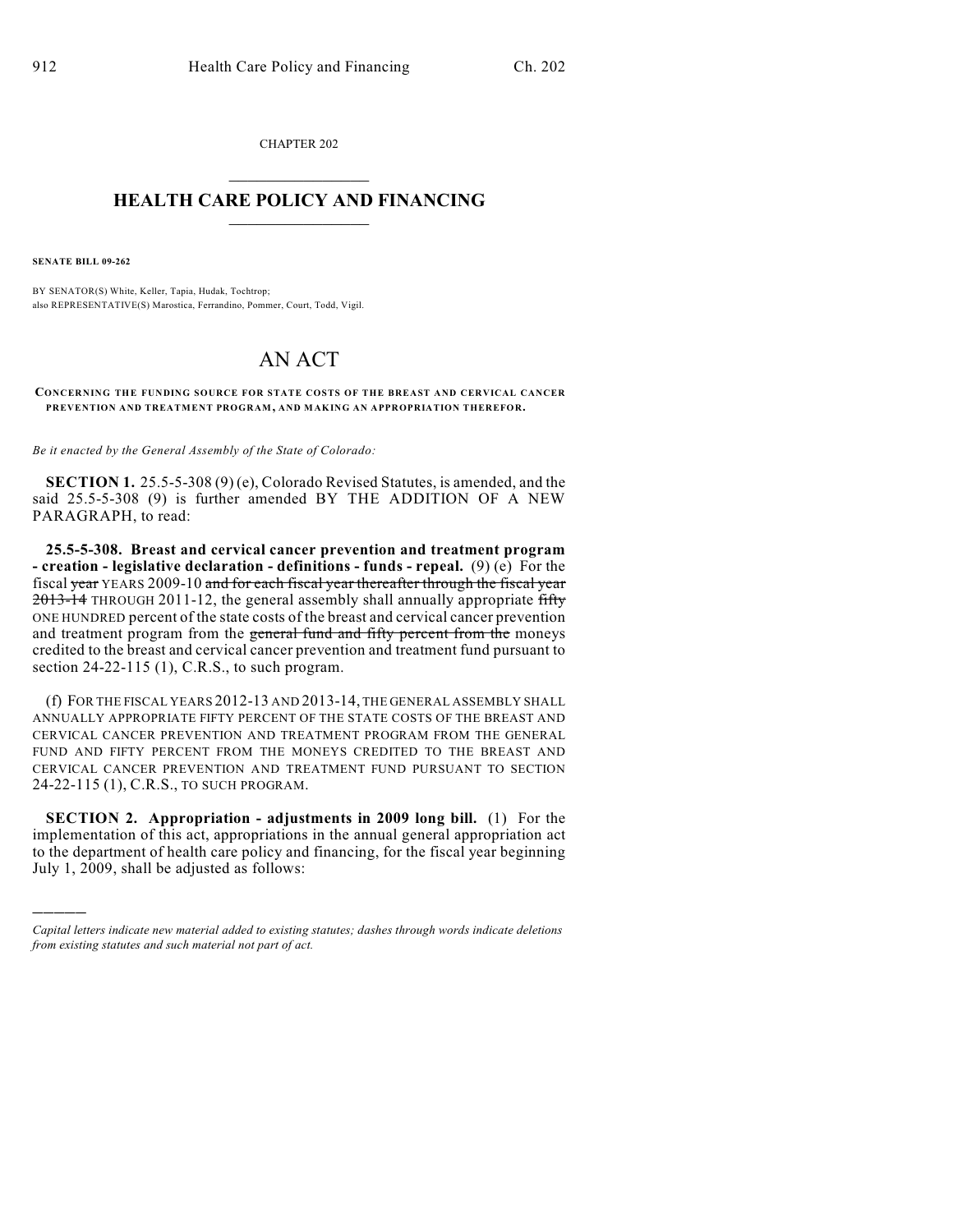CHAPTER 202

# HEALTH CARE POLICY AND FINANCING

**SENATE BILL 09-262**

BY SENATOR(S) White, Keller, Tapia, Hudak, Tochtrop;
also REPRESENTATIVE(S) Marostica, Ferrandino, Pommer, Court, Todd, Vigil.

# AN ACT

**CONCERNING THE FUNDING SOURCE FOR STATE COSTS OF THE BREAST AND CERVICAL CANCER PREVENTION AND TREATMENT PROGRAM, AND MAKING AN APPROPRIATION THEREFOR.**

*Be it enacted by the General Assembly of the State of Colorado:*

**SECTION 1.** 25.5-5-308 (9) (e), Colorado Revised Statutes, is amended, and the said 25.5-5-308 (9) is further amended BY THE ADDITION OF A NEW PARAGRAPH, to read:

**25.5-5-308. Breast and cervical cancer prevention and treatment program - creation - legislative declaration - definitions - funds - repeal.** (9) (e) For the fiscal ~~year~~ YEARS 2009-10 ~~and for each fiscal year thereafter through the fiscal year 2013-14~~ THROUGH 2011-12, the general assembly shall annually appropriate ~~fifty~~ ONE HUNDRED percent of the state costs of the breast and cervical cancer prevention and treatment program from the ~~general fund and fifty percent from the~~ moneys credited to the breast and cervical cancer prevention and treatment fund pursuant to section 24-22-115 (1), C.R.S., to such program.

(f) FOR THE FISCAL YEARS 2012-13 AND 2013-14, THE GENERAL ASSEMBLY SHALL ANNUALLY APPROPRIATE FIFTY PERCENT OF THE STATE COSTS OF THE BREAST AND CERVICAL CANCER PREVENTION AND TREATMENT PROGRAM FROM THE GENERAL FUND AND FIFTY PERCENT FROM THE MONEYS CREDITED TO THE BREAST AND CERVICAL CANCER PREVENTION AND TREATMENT FUND PURSUANT TO SECTION 24-22-115 (1), C.R.S., TO SUCH PROGRAM.

**SECTION 2. Appropriation - adjustments in 2009 long bill.** (1) For the implementation of this act, appropriations in the annual general appropriation act to the department of health care policy and financing, for the fiscal year beginning July 1, 2009, shall be adjusted as follows:

---

*Capital letters indicate new material added to existing statutes; dashes through words indicate deletions from existing statutes and such material not part of act.*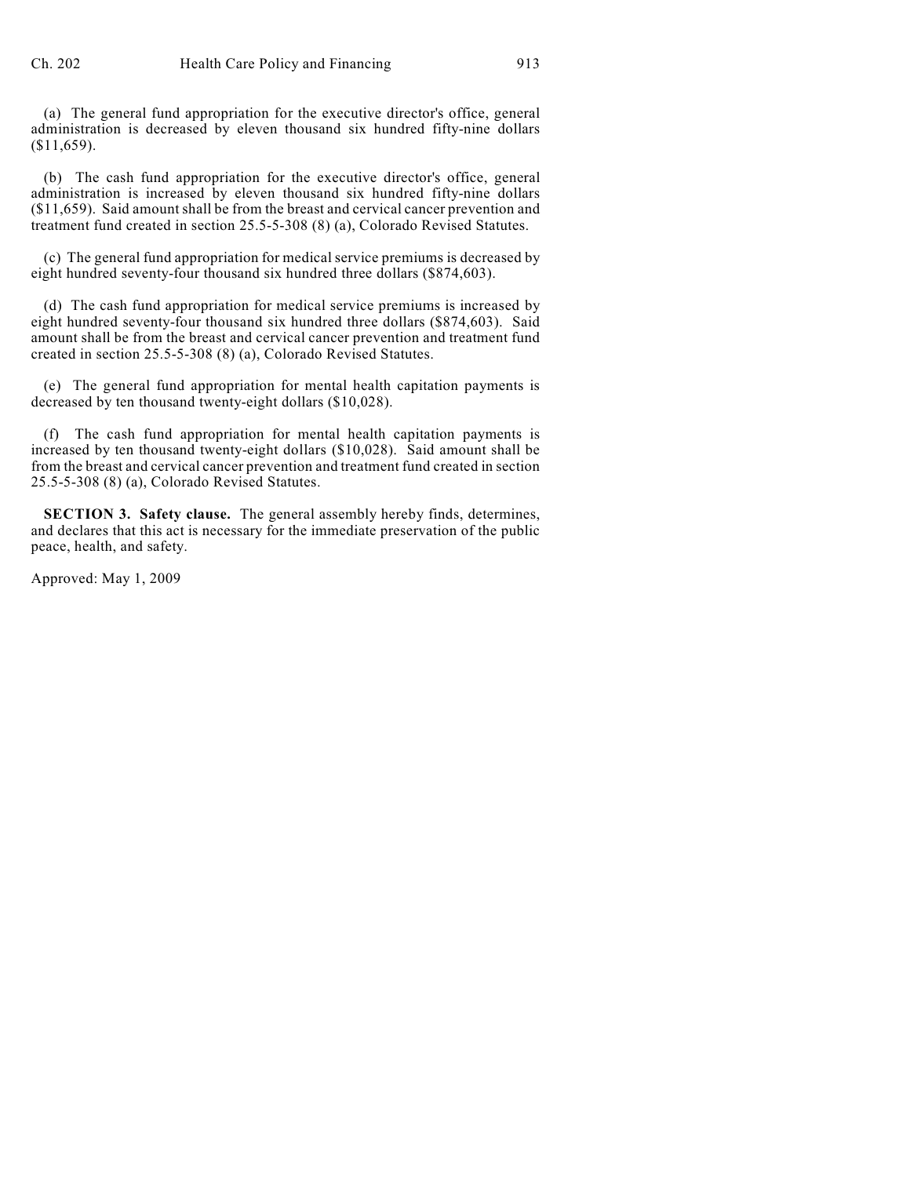(a) The general fund appropriation for the executive director's office, general administration is decreased by eleven thousand six hundred fifty-nine dollars ($11,659).

(b) The cash fund appropriation for the executive director's office, general administration is increased by eleven thousand six hundred fifty-nine dollars ($11,659). Said amount shall be from the breast and cervical cancer prevention and treatment fund created in section 25.5-5-308 (8) (a), Colorado Revised Statutes.

(c) The general fund appropriation for medical service premiums is decreased by eight hundred seventy-four thousand six hundred three dollars ($874,603).

(d) The cash fund appropriation for medical service premiums is increased by eight hundred seventy-four thousand six hundred three dollars ($874,603). Said amount shall be from the breast and cervical cancer prevention and treatment fund created in section 25.5-5-308 (8) (a), Colorado Revised Statutes.

(e) The general fund appropriation for mental health capitation payments is decreased by ten thousand twenty-eight dollars ($10,028).

(f) The cash fund appropriation for mental health capitation payments is increased by ten thousand twenty-eight dollars ($10,028). Said amount shall be from the breast and cervical cancer prevention and treatment fund created in section 25.5-5-308 (8) (a), Colorado Revised Statutes.

**SECTION 3. Safety clause.** The general assembly hereby finds, determines, and declares that this act is necessary for the immediate preservation of the public peace, health, and safety.

Approved: May 1, 2009